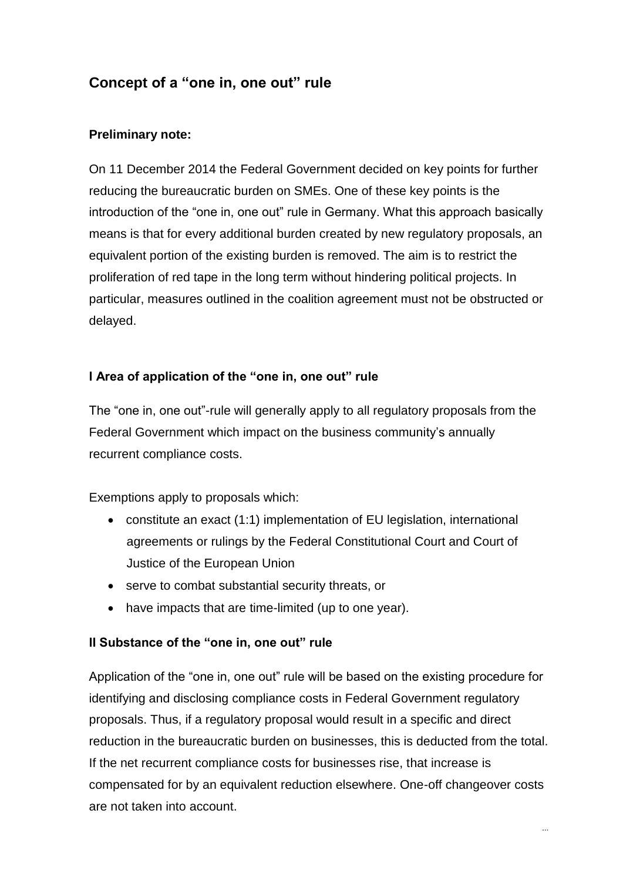# Concept of a "one in, one out" rule

**Preliminary note:**

On 11 December 2014 the Federal Government decided on key points for further reducing the bureaucratic burden on SMEs. One of these key points is the introduction of the "one in, one out" rule in Germany. What this approach basically means is that for every additional burden created by new regulatory proposals, an equivalent portion of the existing burden is removed. The aim is to restrict the proliferation of red tape in the long term without hindering political projects. In particular, measures outlined in the coalition agreement must not be obstructed or delayed.

## I Area of application of the "one in, one out" rule

The "one in, one out"-rule will generally apply to all regulatory proposals from the Federal Government which impact on the business community's annually recurrent compliance costs.

Exemptions apply to proposals which:

- constitute an exact (1:1) implementation of EU legislation, international agreements or rulings by the Federal Constitutional Court and Court of Justice of the European Union
- serve to combat substantial security threats, or
- have impacts that are time-limited (up to one year).

## II Substance of the "one in, one out" rule

Application of the "one in, one out" rule will be based on the existing procedure for identifying and disclosing compliance costs in Federal Government regulatory proposals. Thus, if a regulatory proposal would result in a specific and direct reduction in the bureaucratic burden on businesses, this is deducted from the total. If the net recurrent compliance costs for businesses rise, that increase is compensated for by an equivalent reduction elsewhere. One-off changeover costs are not taken into account.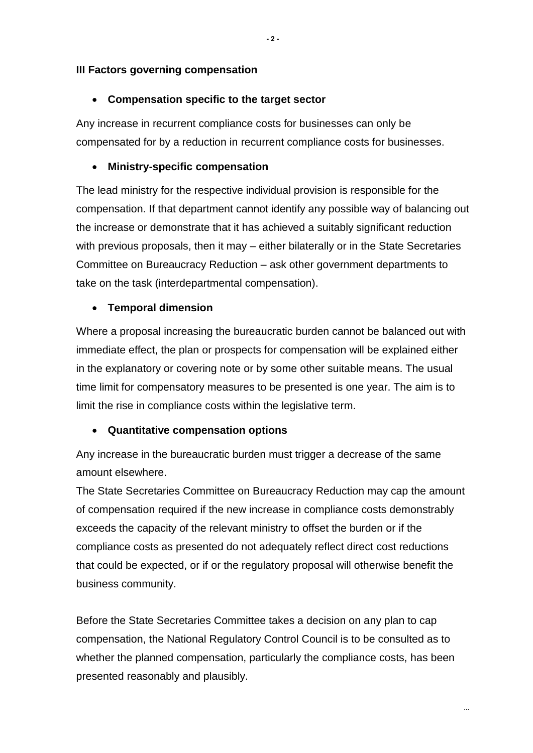### III Factors governing compensation

- **Compensation specific to the target sector**

Any increase in recurrent compliance costs for businesses can only be compensated for by a reduction in recurrent compliance costs for businesses.

- **Ministry-specific compensation**

The lead ministry for the respective individual provision is responsible for the compensation. If that department cannot identify any possible way of balancing out the increase or demonstrate that it has achieved a suitably significant reduction with previous proposals, then it may – either bilaterally or in the State Secretaries Committee on Bureaucracy Reduction – ask other government departments to take on the task (interdepartmental compensation).

- **Temporal dimension**

Where a proposal increasing the bureaucratic burden cannot be balanced out with immediate effect, the plan or prospects for compensation will be explained either in the explanatory or covering note or by some other suitable means. The usual time limit for compensatory measures to be presented is one year. The aim is to limit the rise in compliance costs within the legislative term.

- **Quantitative compensation options**

Any increase in the bureaucratic burden must trigger a decrease of the same amount elsewhere.
The State Secretaries Committee on Bureaucracy Reduction may cap the amount of compensation required if the new increase in compliance costs demonstrably exceeds the capacity of the relevant ministry to offset the burden or if the compliance costs as presented do not adequately reflect direct cost reductions that could be expected, or if or the regulatory proposal will otherwise benefit the business community.

Before the State Secretaries Committee takes a decision on any plan to cap compensation, the National Regulatory Control Council is to be consulted as to whether the planned compensation, particularly the compliance costs, has been presented reasonably and plausibly.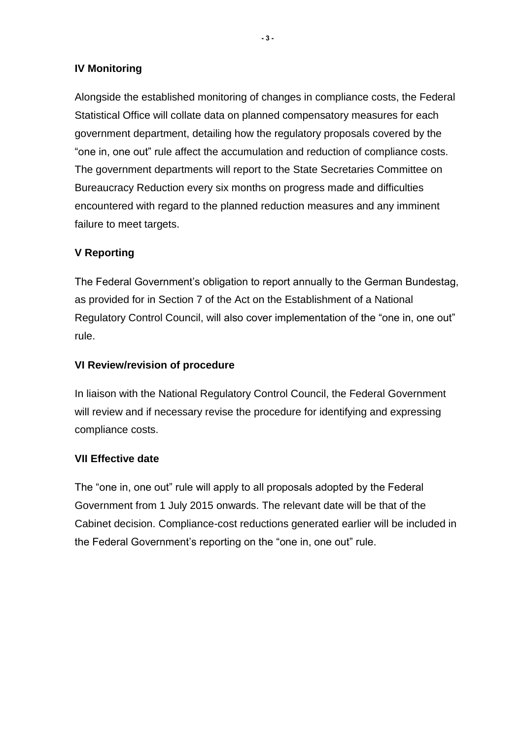## IV Monitoring

Alongside the established monitoring of changes in compliance costs, the Federal Statistical Office will collate data on planned compensatory measures for each government department, detailing how the regulatory proposals covered by the "one in, one out" rule affect the accumulation and reduction of compliance costs. The government departments will report to the State Secretaries Committee on Bureaucracy Reduction every six months on progress made and difficulties encountered with regard to the planned reduction measures and any imminent failure to meet targets.

## V Reporting

The Federal Government's obligation to report annually to the German Bundestag, as provided for in Section 7 of the Act on the Establishment of a National Regulatory Control Council, will also cover implementation of the "one in, one out" rule.

## VI Review/revision of procedure

In liaison with the National Regulatory Control Council, the Federal Government will review and if necessary revise the procedure for identifying and expressing compliance costs.

## VII Effective date

The "one in, one out" rule will apply to all proposals adopted by the Federal Government from 1 July 2015 onwards. The relevant date will be that of the Cabinet decision. Compliance-cost reductions generated earlier will be included in the Federal Government's reporting on the "one in, one out" rule.